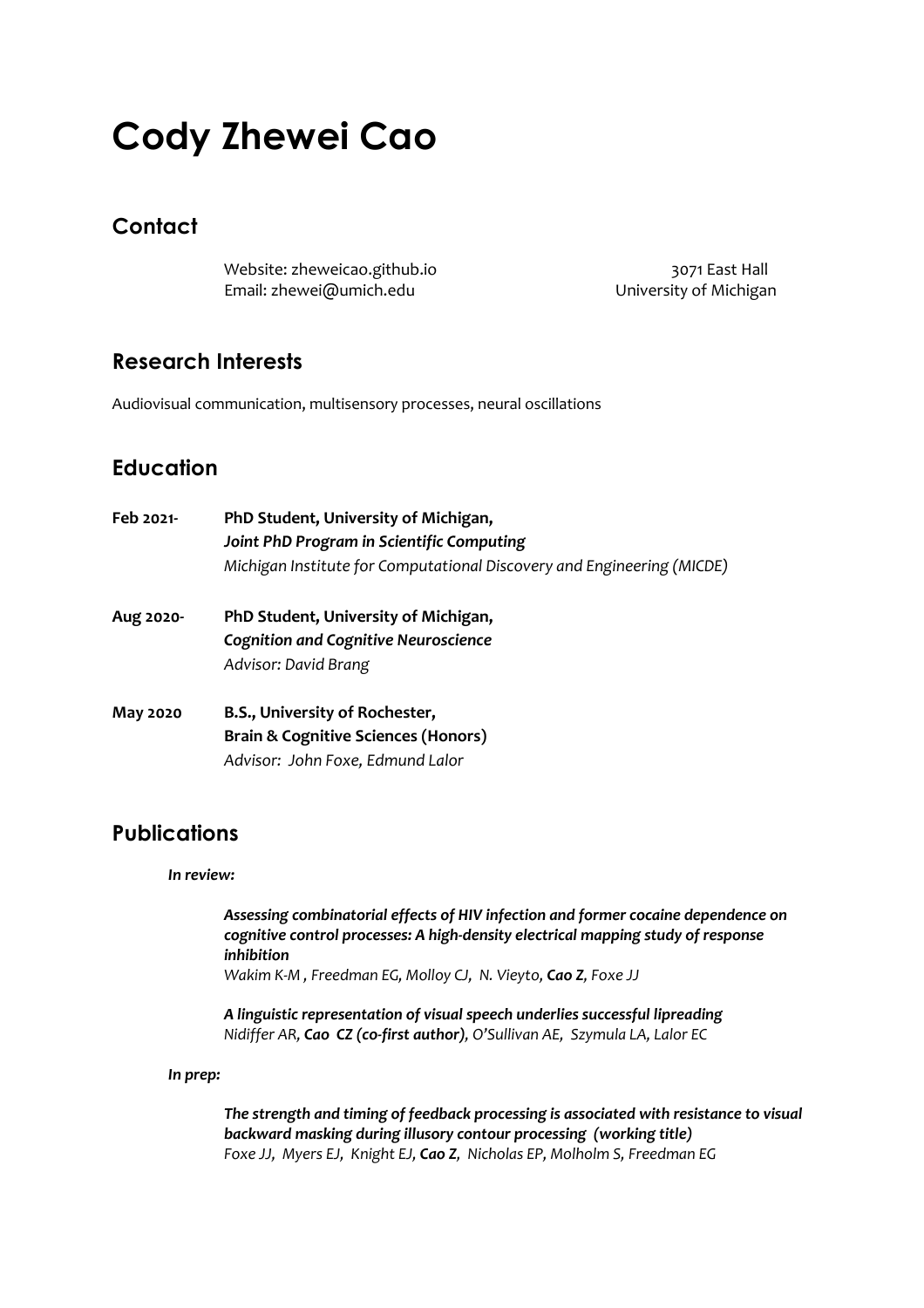# Cody Zhewei Cao

## Contact

Website: zheweicao.github.io
Email: zhewei@umich.edu

3071 East Hall
University of Michigan

## Research Interests

Audiovisual communication, multisensory processes, neural oscillations

## Education

**Feb 2021-** **PhD Student, University of Michigan,**
***Joint PhD Program in Scientific Computing***
*Michigan Institute for Computational Discovery and Engineering (MICDE)*

**Aug 2020-** **PhD Student, University of Michigan,**
***Cognition and Cognitive Neuroscience***
*Advisor: David Brang*

**May 2020** **B.S., University of Rochester,**
**Brain & Cognitive Sciences (Honors)**
*Advisor: John Foxe, Edmund Lalor*

## Publications

***In review:***

***Assessing combinatorial effects of HIV infection and former cocaine dependence on cognitive control processes: A high-density electrical mapping study of response inhibition***
*Wakim K-M , Freedman EG, Molloy CJ, N. Vieyto,* ***Cao Z****, Foxe JJ*

***A linguistic representation of visual speech underlies successful lipreading***
*Nidiffer AR,* ***Cao CZ (co-first author)****, O'Sullivan AE, Szymula LA, Lalor EC*

***In prep:***

***The strength and timing of feedback processing is associated with resistance to visual backward masking during illusory contour processing (working title)***
*Foxe JJ, Myers EJ, Knight EJ,* ***Cao Z****, Nicholas EP, Molholm S, Freedman EG*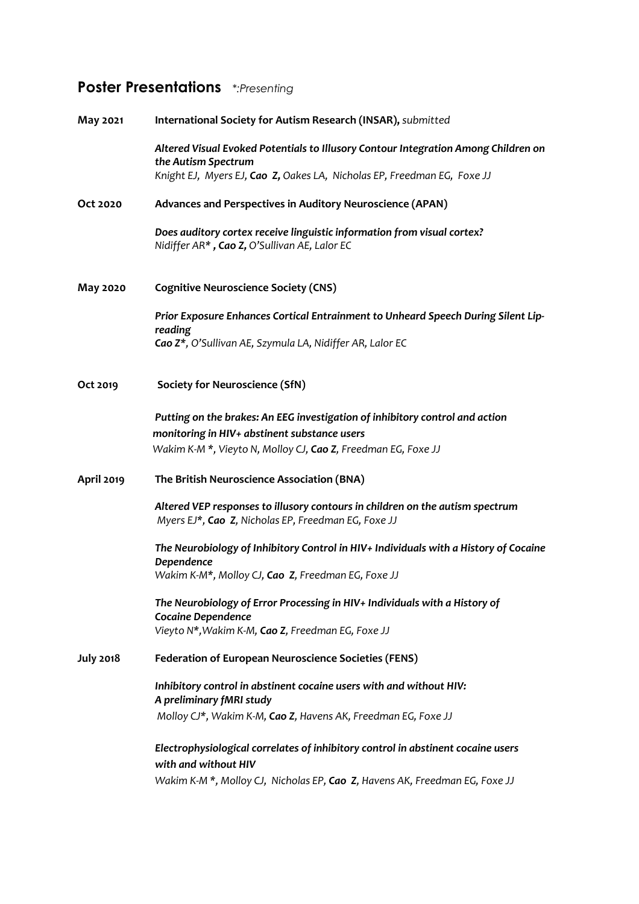## Poster Presentations *\*:Presenting*

**May 2021** **International Society for Autism Research (INSAR),** *submitted*

***Altered Visual Evoked Potentials to Illusory Contour Integration Among Children on the Autism Spectrum***
*Knight EJ, Myers EJ, **Cao Z,** Oakes LA, Nicholas EP, Freedman EG, Foxe JJ*

**Oct 2020** **Advances and Perspectives in Auditory Neuroscience (APAN)**

***Does auditory cortex receive linguistic information from visual cortex?***
*Nidiffer AR\* , **Cao Z,** O'Sullivan AE, Lalor EC*

**May 2020** **Cognitive Neuroscience Society (CNS)**

***Prior Exposure Enhances Cortical Entrainment to Unheard Speech During Silent Lip-reading***
***Cao Z\****, *O'Sullivan AE, Szymula LA, Nidiffer AR, Lalor EC*

**Oct 2019** **Society for Neuroscience (SfN)**

***Putting on the brakes: An EEG investigation of inhibitory control and action monitoring in HIV+ abstinent substance users***
*Wakim K-M \*, Vieyto N, Molloy CJ, **Cao Z**, Freedman EG, Foxe JJ*

**April 2019** **The British Neuroscience Association (BNA)**

***Altered VEP responses to illusory contours in children on the autism spectrum***
*Myers EJ\*, **Cao Z**, Nicholas EP, Freedman EG, Foxe JJ*

***The Neurobiology of Inhibitory Control in HIV+ Individuals with a History of Cocaine Dependence***
*Wakim K-M\*, Molloy CJ, **Cao Z**, Freedman EG, Foxe JJ*

***The Neurobiology of Error Processing in HIV+ Individuals with a History of Cocaine Dependence***
*Vieyto N\*,Wakim K-M, **Cao Z**, Freedman EG, Foxe JJ*

**July 2018** **Federation of European Neuroscience Societies (FENS)**

***Inhibitory control in abstinent cocaine users with and without HIV: A preliminary fMRI study***
*Molloy CJ\*, Wakim K-M, **Cao Z**, Havens AK, Freedman EG, Foxe JJ*

***Electrophysiological correlates of inhibitory control in abstinent cocaine users with and without HIV***
*Wakim K-M \*, Molloy CJ, Nicholas EP, **Cao Z**, Havens AK, Freedman EG, Foxe JJ*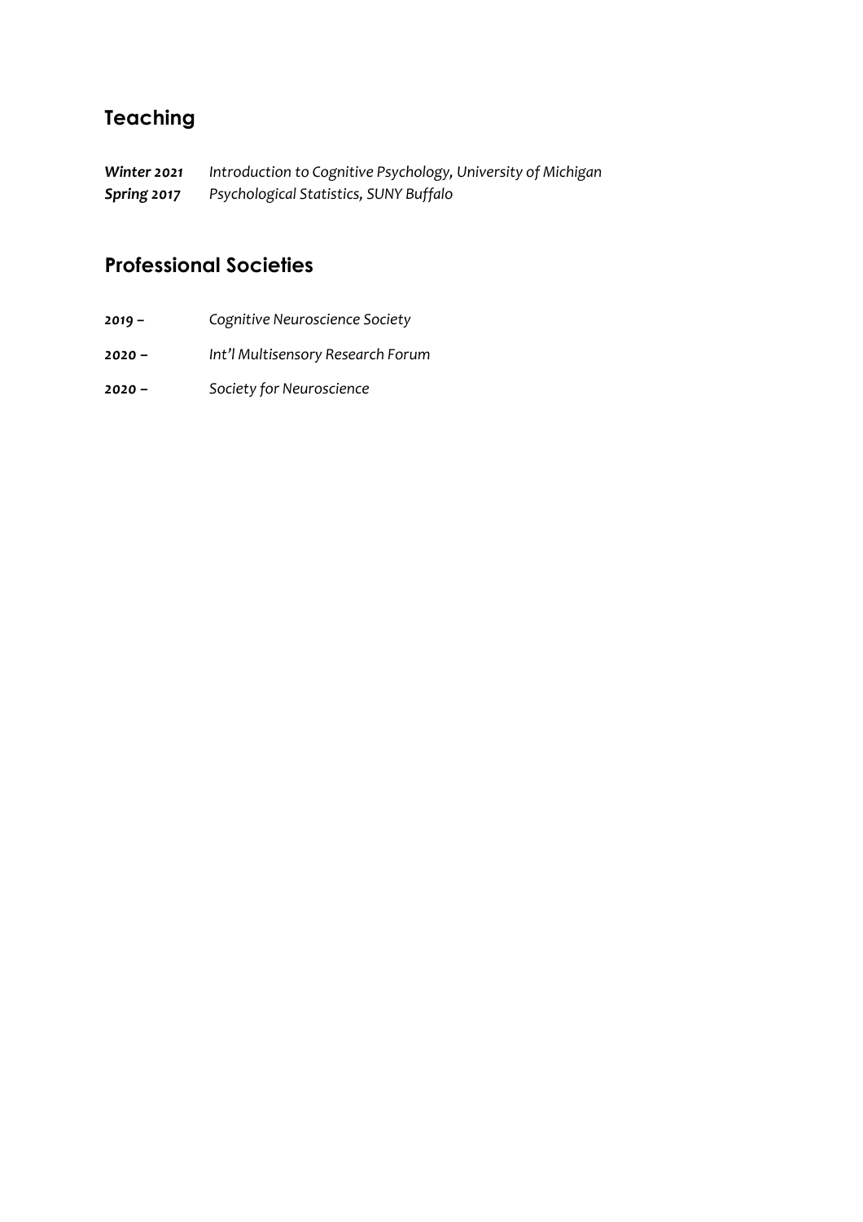## Teaching

***Winter 2021*** *Introduction to Cognitive Psychology, University of Michigan*
***Spring 2017*** *Psychological Statistics, SUNY Buffalo*

## Professional Societies

***2019 –*** *Cognitive Neuroscience Society*

***2020 –*** *Int'l Multisensory Research Forum*

***2020 –*** *Society for Neuroscience*